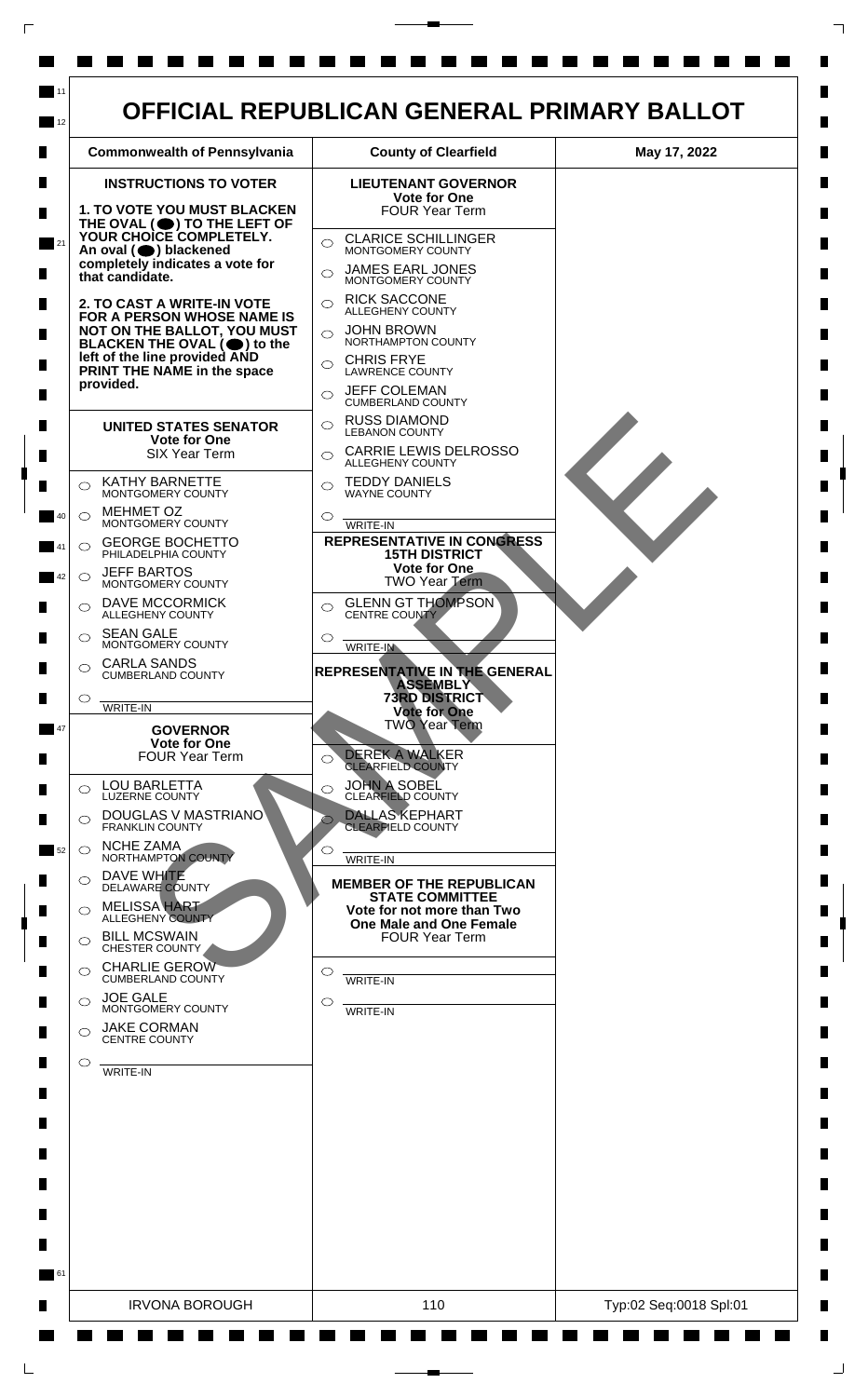# OFFICIAL REPUBLICAN GENERAL PRIMARY BALLOT

| Commonwealth of Pennsylvania | County of Clearfield | May 17, 2022 |
| --- | --- | --- |

## INSTRUCTIONS TO VOTER

**1. TO VOTE YOU MUST BLACKEN THE OVAL (⬤) TO THE LEFT OF YOUR CHOICE COMPLETELY. An oval (⬤) blackened completely indicates a vote for that candidate.**

**2. TO CAST A WRITE-IN VOTE FOR A PERSON WHOSE NAME IS NOT ON THE BALLOT, YOU MUST BLACKEN THE OVAL (⬤) to the left of the line provided AND PRINT THE NAME in the space provided.**

### UNITED STATES SENATOR
**Vote for One**
SIX Year Term

- ○ KATHY BARNETTE — MONTGOMERY COUNTY
- ○ MEHMET OZ — MONTGOMERY COUNTY
- ○ GEORGE BOCHETTO — PHILADELPHIA COUNTY
- ○ JEFF BARTOS — MONTGOMERY COUNTY
- ○ DAVE MCCORMICK — ALLEGHENY COUNTY
- ○ SEAN GALE — MONTGOMERY COUNTY
- ○ CARLA SANDS — CUMBERLAND COUNTY
- ○ ______ WRITE-IN

### GOVERNOR
**Vote for One**
FOUR Year Term

- ○ LOU BARLETTA — LUZERNE COUNTY
- ○ DOUGLAS V MASTRIANO — FRANKLIN COUNTY
- ○ NCHE ZAMA — NORTHAMPTON COUNTY
- ○ DAVE WHITE — DELAWARE COUNTY
- ○ MELISSA HART — ALLEGHENY COUNTY
- ○ BILL MCSWAIN — CHESTER COUNTY
- ○ CHARLIE GEROW — CUMBERLAND COUNTY
- ○ JOE GALE — MONTGOMERY COUNTY
- ○ JAKE CORMAN — CENTRE COUNTY
- ○ ______ WRITE-IN

### LIEUTENANT GOVERNOR
**Vote for One**
FOUR Year Term

- ○ CLARICE SCHILLINGER — MONTGOMERY COUNTY
- ○ JAMES EARL JONES — MONTGOMERY COUNTY
- ○ RICK SACCONE — ALLEGHENY COUNTY
- ○ JOHN BROWN — NORTHAMPTON COUNTY
- ○ CHRIS FRYE — LAWRENCE COUNTY
- ○ JEFF COLEMAN — CUMBERLAND COUNTY
- ○ RUSS DIAMOND — LEBANON COUNTY
- ○ CARRIE LEWIS DELROSSO — ALLEGHENY COUNTY
- ○ TEDDY DANIELS — WAYNE COUNTY
- ○ ______ WRITE-IN

### REPRESENTATIVE IN CONGRESS 15TH DISTRICT
**Vote for One**
TWO Year Term

- ○ GLENN GT THOMPSON — CENTRE COUNTY
- ○ ______ WRITE-IN

### REPRESENTATIVE IN THE GENERAL ASSEMBLY 73RD DISTRICT
**Vote for One**
TWO Year Term

- ○ DEREK A WALKER — CLEARFIELD COUNTY
- ○ JOHN A SOBEL — CLEARFIELD COUNTY
- ○ DALLAS KEPHART — CLEARFIELD COUNTY
- ○ ______ WRITE-IN

### MEMBER OF THE REPUBLICAN STATE COMMITTEE
**Vote for not more than Two**
**One Male and One Female**
FOUR Year Term

- ○ ______ WRITE-IN
- ○ ______ WRITE-IN

SAMPLE

| IRVONA BOROUGH | 110 | Typ:02 Seq:0018 Spl:01 |
| --- | --- | --- |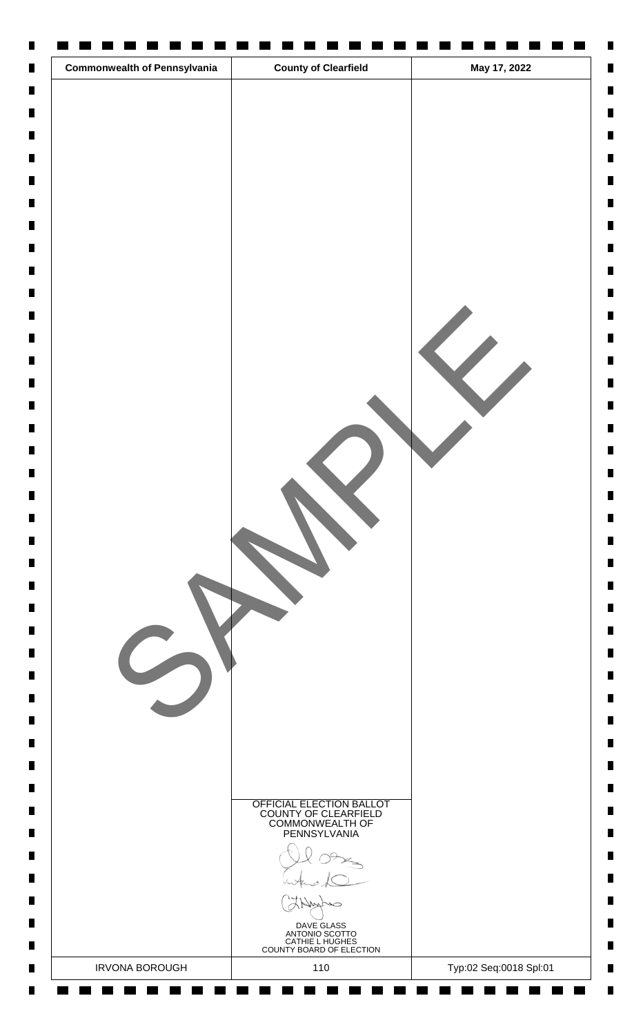| Commonwealth of Pennsylvania | County of Clearfield | May 17, 2022 |
|---|---|---|
| | OFFICIAL ELECTION BALLOT<br>COUNTY OF CLEARFIELD<br>COMMONWEALTH OF PENNSYLVANIA<br><br>DAVE GLASS<br>ANTONIO SCOTTO<br>CATHIE L HUGHES<br>COUNTY BOARD OF ELECTION | |
| IRVONA BOROUGH | 110 | Typ:02 Seq:0018 Spl:01 |

SAMPLE